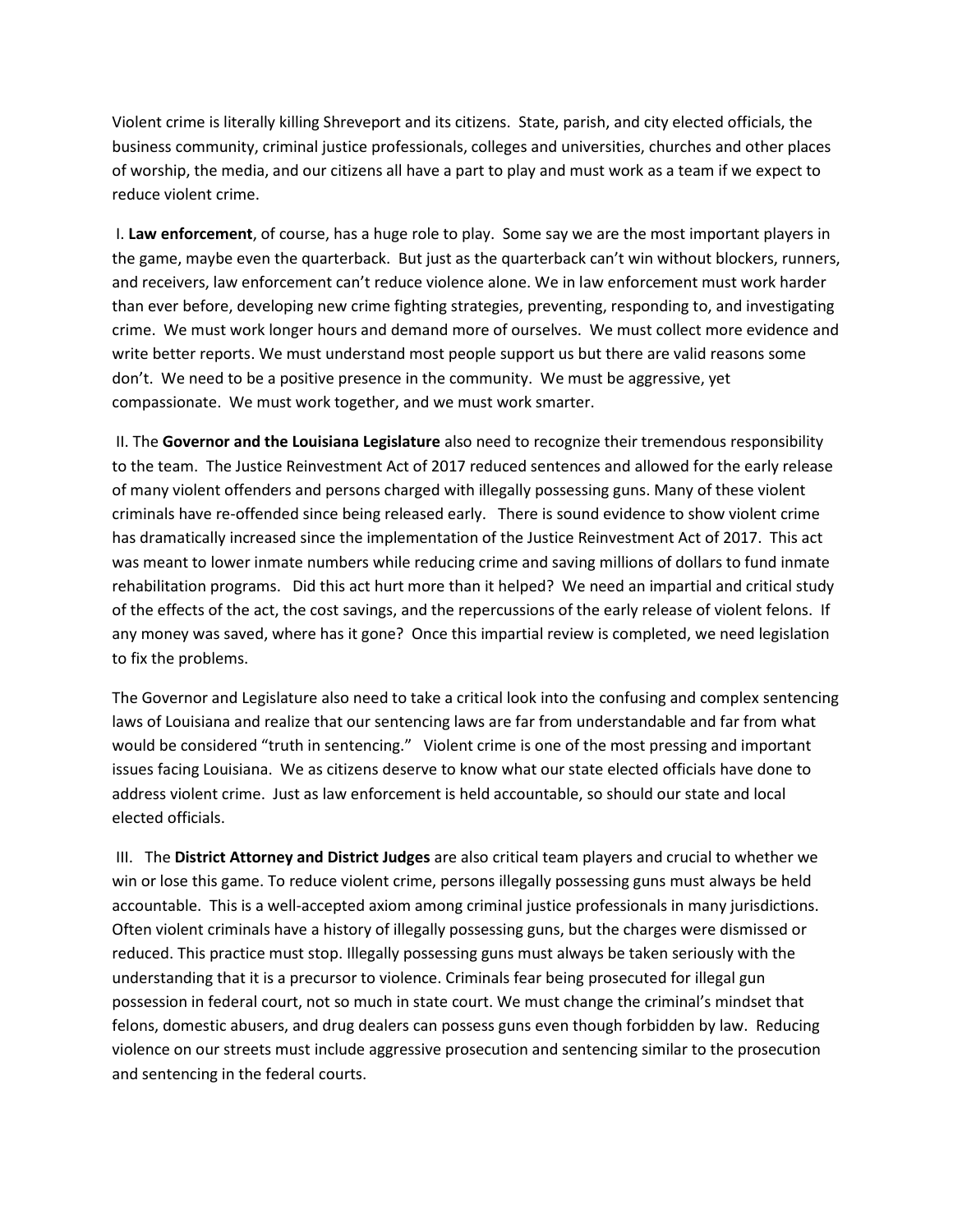Violent crime is literally killing Shreveport and its citizens. State, parish, and city elected officials, the business community, criminal justice professionals, colleges and universities, churches and other places of worship, the media, and our citizens all have a part to play and must work as a team if we expect to reduce violent crime.

I. **Law enforcement**, of course, has a huge role to play. Some say we are the most important players in the game, maybe even the quarterback. But just as the quarterback can't win without blockers, runners, and receivers, law enforcement can't reduce violence alone. We in law enforcement must work harder than ever before, developing new crime fighting strategies, preventing, responding to, and investigating crime. We must work longer hours and demand more of ourselves. We must collect more evidence and write better reports. We must understand most people support us but there are valid reasons some don't. We need to be a positive presence in the community. We must be aggressive, yet compassionate. We must work together, and we must work smarter.

II. The **Governor and the Louisiana Legislature** also need to recognize their tremendous responsibility to the team. The Justice Reinvestment Act of 2017 reduced sentences and allowed for the early release of many violent offenders and persons charged with illegally possessing guns. Many of these violent criminals have re-offended since being released early. There is sound evidence to show violent crime has dramatically increased since the implementation of the Justice Reinvestment Act of 2017. This act was meant to lower inmate numbers while reducing crime and saving millions of dollars to fund inmate rehabilitation programs. Did this act hurt more than it helped? We need an impartial and critical study of the effects of the act, the cost savings, and the repercussions of the early release of violent felons. If any money was saved, where has it gone? Once this impartial review is completed, we need legislation to fix the problems.

The Governor and Legislature also need to take a critical look into the confusing and complex sentencing laws of Louisiana and realize that our sentencing laws are far from understandable and far from what would be considered "truth in sentencing." Violent crime is one of the most pressing and important issues facing Louisiana. We as citizens deserve to know what our state elected officials have done to address violent crime. Just as law enforcement is held accountable, so should our state and local elected officials.

III. The **District Attorney and District Judges** are also critical team players and crucial to whether we win or lose this game. To reduce violent crime, persons illegally possessing guns must always be held accountable. This is a well-accepted axiom among criminal justice professionals in many jurisdictions. Often violent criminals have a history of illegally possessing guns, but the charges were dismissed or reduced. This practice must stop. Illegally possessing guns must always be taken seriously with the understanding that it is a precursor to violence. Criminals fear being prosecuted for illegal gun possession in federal court, not so much in state court. We must change the criminal's mindset that felons, domestic abusers, and drug dealers can possess guns even though forbidden by law. Reducing violence on our streets must include aggressive prosecution and sentencing similar to the prosecution and sentencing in the federal courts.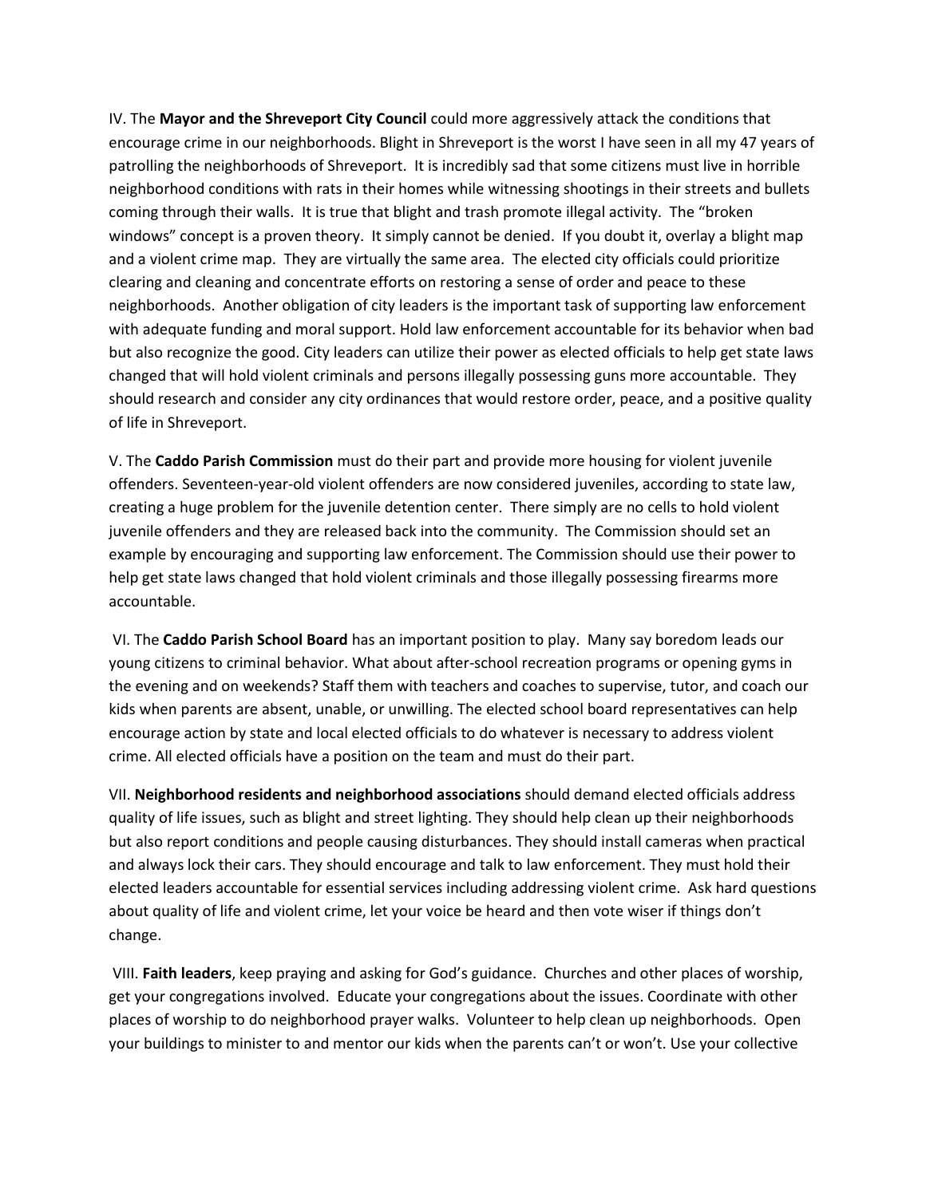IV. The **Mayor and the Shreveport City Council** could more aggressively attack the conditions that encourage crime in our neighborhoods. Blight in Shreveport is the worst I have seen in all my 47 years of patrolling the neighborhoods of Shreveport. It is incredibly sad that some citizens must live in horrible neighborhood conditions with rats in their homes while witnessing shootings in their streets and bullets coming through their walls. It is true that blight and trash promote illegal activity. The "broken windows" concept is a proven theory. It simply cannot be denied. If you doubt it, overlay a blight map and a violent crime map. They are virtually the same area. The elected city officials could prioritize clearing and cleaning and concentrate efforts on restoring a sense of order and peace to these neighborhoods. Another obligation of city leaders is the important task of supporting law enforcement with adequate funding and moral support. Hold law enforcement accountable for its behavior when bad but also recognize the good. City leaders can utilize their power as elected officials to help get state laws changed that will hold violent criminals and persons illegally possessing guns more accountable. They should research and consider any city ordinances that would restore order, peace, and a positive quality of life in Shreveport.

V. The **Caddo Parish Commission** must do their part and provide more housing for violent juvenile offenders. Seventeen-year-old violent offenders are now considered juveniles, according to state law, creating a huge problem for the juvenile detention center. There simply are no cells to hold violent juvenile offenders and they are released back into the community. The Commission should set an example by encouraging and supporting law enforcement. The Commission should use their power to help get state laws changed that hold violent criminals and those illegally possessing firearms more accountable.

VI. The **Caddo Parish School Board** has an important position to play. Many say boredom leads our young citizens to criminal behavior. What about after-school recreation programs or opening gyms in the evening and on weekends? Staff them with teachers and coaches to supervise, tutor, and coach our kids when parents are absent, unable, or unwilling. The elected school board representatives can help encourage action by state and local elected officials to do whatever is necessary to address violent crime. All elected officials have a position on the team and must do their part.

VII. **Neighborhood residents and neighborhood associations** should demand elected officials address quality of life issues, such as blight and street lighting. They should help clean up their neighborhoods but also report conditions and people causing disturbances. They should install cameras when practical and always lock their cars. They should encourage and talk to law enforcement. They must hold their elected leaders accountable for essential services including addressing violent crime. Ask hard questions about quality of life and violent crime, let your voice be heard and then vote wiser if things don't change.

VIII. **Faith leaders**, keep praying and asking for God's guidance. Churches and other places of worship, get your congregations involved. Educate your congregations about the issues. Coordinate with other places of worship to do neighborhood prayer walks. Volunteer to help clean up neighborhoods. Open your buildings to minister to and mentor our kids when the parents can't or won't. Use your collective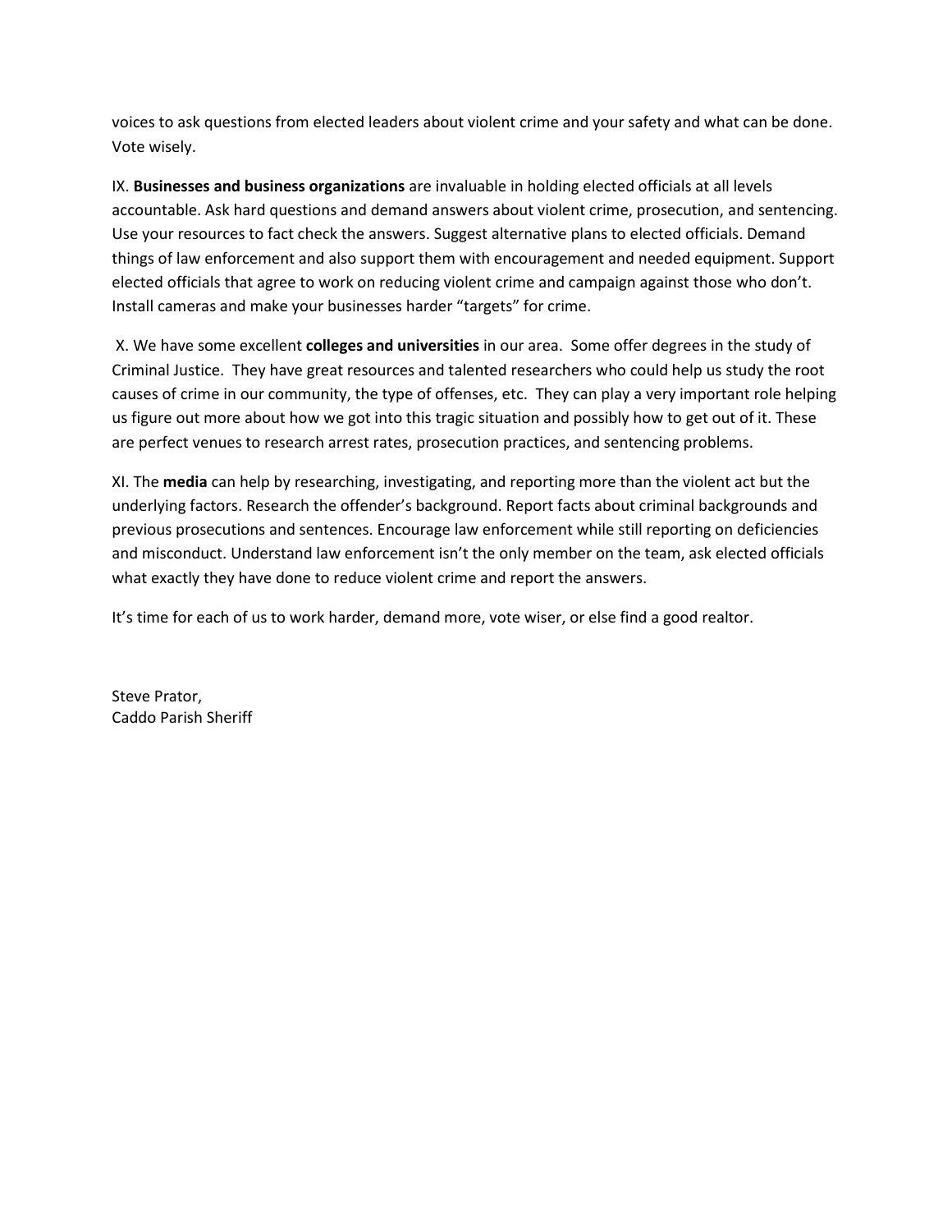voices to ask questions from elected leaders about violent crime and your safety and what can be done. Vote wisely.

IX. **Businesses and business organizations** are invaluable in holding elected officials at all levels accountable. Ask hard questions and demand answers about violent crime, prosecution, and sentencing. Use your resources to fact check the answers. Suggest alternative plans to elected officials. Demand things of law enforcement and also support them with encouragement and needed equipment. Support elected officials that agree to work on reducing violent crime and campaign against those who don't. Install cameras and make your businesses harder "targets" for crime.

X. We have some excellent **colleges and universities** in our area. Some offer degrees in the study of Criminal Justice. They have great resources and talented researchers who could help us study the root causes of crime in our community, the type of offenses, etc. They can play a very important role helping us figure out more about how we got into this tragic situation and possibly how to get out of it. These are perfect venues to research arrest rates, prosecution practices, and sentencing problems.

XI. The **media** can help by researching, investigating, and reporting more than the violent act but the underlying factors. Research the offender's background. Report facts about criminal backgrounds and previous prosecutions and sentences. Encourage law enforcement while still reporting on deficiencies and misconduct. Understand law enforcement isn't the only member on the team, ask elected officials what exactly they have done to reduce violent crime and report the answers.

It's time for each of us to work harder, demand more, vote wiser, or else find a good realtor.

Steve Prator,
Caddo Parish Sheriff